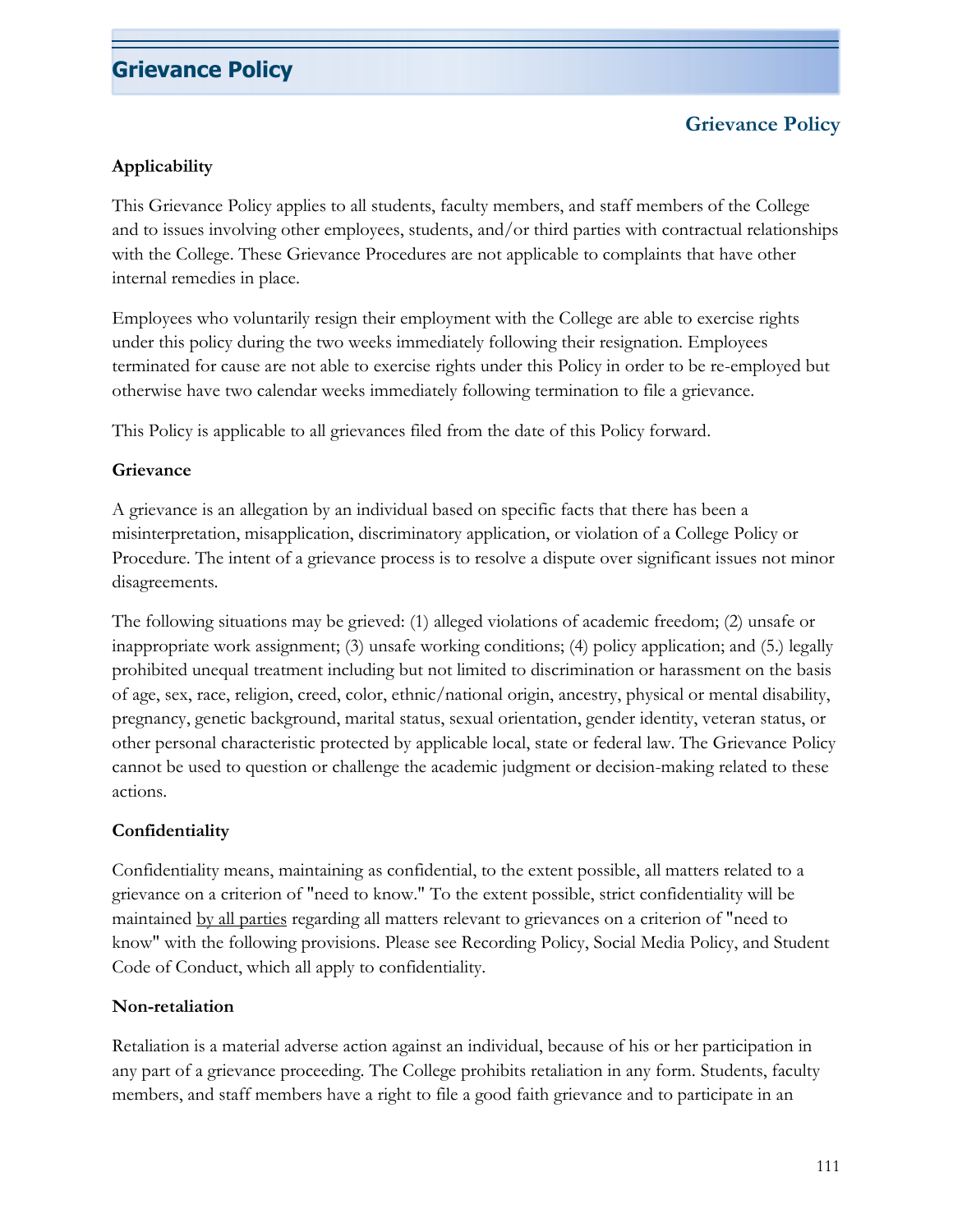# Grievance Policy

## Grievance Policy

### Applicability

This Grievance Policy applies to all students, faculty members, and staff members of the College and to issues involving other employees, students, and/or third parties with contractual relationships with the College. These Grievance Procedures are not applicable to complaints that have other internal remedies in place.

Employees who voluntarily resign their employment with the College are able to exercise rights under this policy during the two weeks immediately following their resignation. Employees terminated for cause are not able to exercise rights under this Policy in order to be re-employed but otherwise have two calendar weeks immediately following termination to file a grievance.

This Policy is applicable to all grievances filed from the date of this Policy forward.

### Grievance

A grievance is an allegation by an individual based on specific facts that there has been a misinterpretation, misapplication, discriminatory application, or violation of a College Policy or Procedure. The intent of a grievance process is to resolve a dispute over significant issues not minor disagreements.

The following situations may be grieved: (1) alleged violations of academic freedom; (2) unsafe or inappropriate work assignment; (3) unsafe working conditions; (4) policy application; and (5.) legally prohibited unequal treatment including but not limited to discrimination or harassment on the basis of age, sex, race, religion, creed, color, ethnic/national origin, ancestry, physical or mental disability, pregnancy, genetic background, marital status, sexual orientation, gender identity, veteran status, or other personal characteristic protected by applicable local, state or federal law. The Grievance Policy cannot be used to question or challenge the academic judgment or decision-making related to these actions.

### Confidentiality

Confidentiality means, maintaining as confidential, to the extent possible, all matters related to a grievance on a criterion of "need to know." To the extent possible, strict confidentiality will be maintained by all parties regarding all matters relevant to grievances on a criterion of "need to know" with the following provisions. Please see Recording Policy, Social Media Policy, and Student Code of Conduct, which all apply to confidentiality.

### Non-retaliation

Retaliation is a material adverse action against an individual, because of his or her participation in any part of a grievance proceeding. The College prohibits retaliation in any form. Students, faculty members, and staff members have a right to file a good faith grievance and to participate in an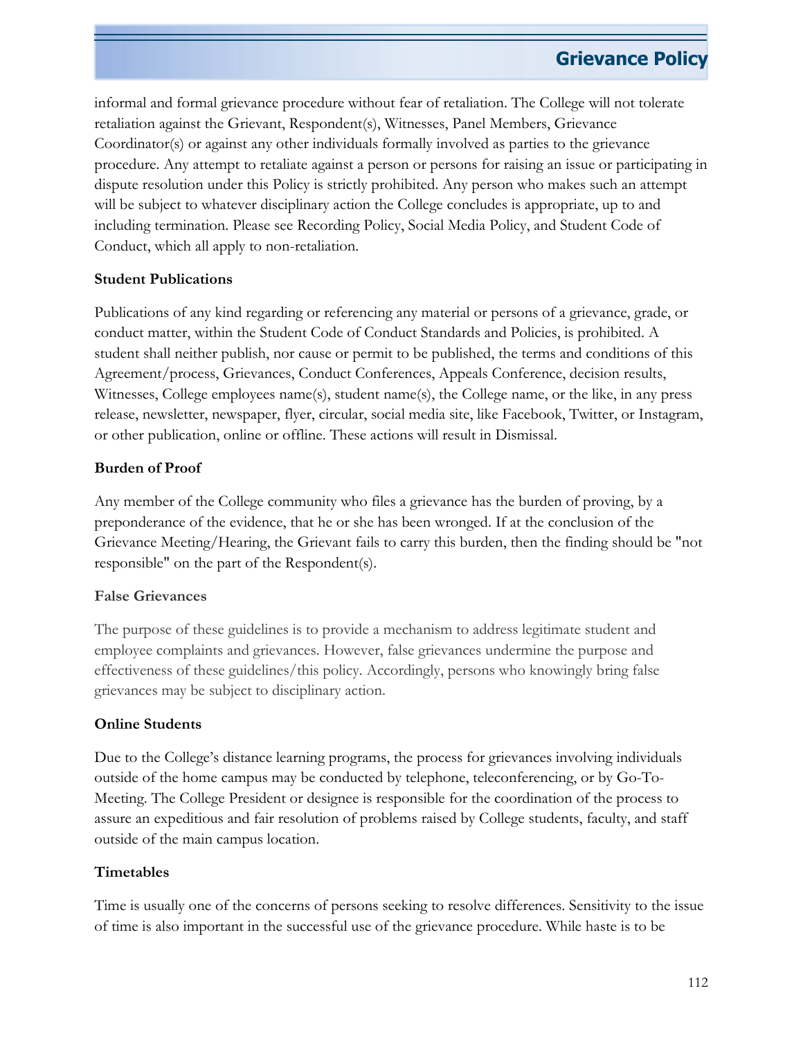informal and formal grievance procedure without fear of retaliation. The College will not tolerate retaliation against the Grievant, Respondent(s), Witnesses, Panel Members, Grievance Coordinator(s) or against any other individuals formally involved as parties to the grievance procedure. Any attempt to retaliate against a person or persons for raising an issue or participating in dispute resolution under this Policy is strictly prohibited. Any person who makes such an attempt will be subject to whatever disciplinary action the College concludes is appropriate, up to and including termination. Please see Recording Policy, Social Media Policy, and Student Code of Conduct, which all apply to non-retaliation.

**Student Publications**

Publications of any kind regarding or referencing any material or persons of a grievance, grade, or conduct matter, within the Student Code of Conduct Standards and Policies, is prohibited. A student shall neither publish, nor cause or permit to be published, the terms and conditions of this Agreement/process, Grievances, Conduct Conferences, Appeals Conference, decision results, Witnesses, College employees name(s), student name(s), the College name, or the like, in any press release, newsletter, newspaper, flyer, circular, social media site, like Facebook, Twitter, or Instagram, or other publication, online or offline. These actions will result in Dismissal.

**Burden of Proof**

Any member of the College community who files a grievance has the burden of proving, by a preponderance of the evidence, that he or she has been wronged. If at the conclusion of the Grievance Meeting/Hearing, the Grievant fails to carry this burden, then the finding should be "not responsible" on the part of the Respondent(s).

**False Grievances**

The purpose of these guidelines is to provide a mechanism to address legitimate student and employee complaints and grievances. However, false grievances undermine the purpose and effectiveness of these guidelines/this policy. Accordingly, persons who knowingly bring false grievances may be subject to disciplinary action.

**Online Students**

Due to the College's distance learning programs, the process for grievances involving individuals outside of the home campus may be conducted by telephone, teleconferencing, or by Go-To-Meeting. The College President or designee is responsible for the coordination of the process to assure an expeditious and fair resolution of problems raised by College students, faculty, and staff outside of the main campus location.

**Timetables**

Time is usually one of the concerns of persons seeking to resolve differences. Sensitivity to the issue of time is also important in the successful use of the grievance procedure. While haste is to be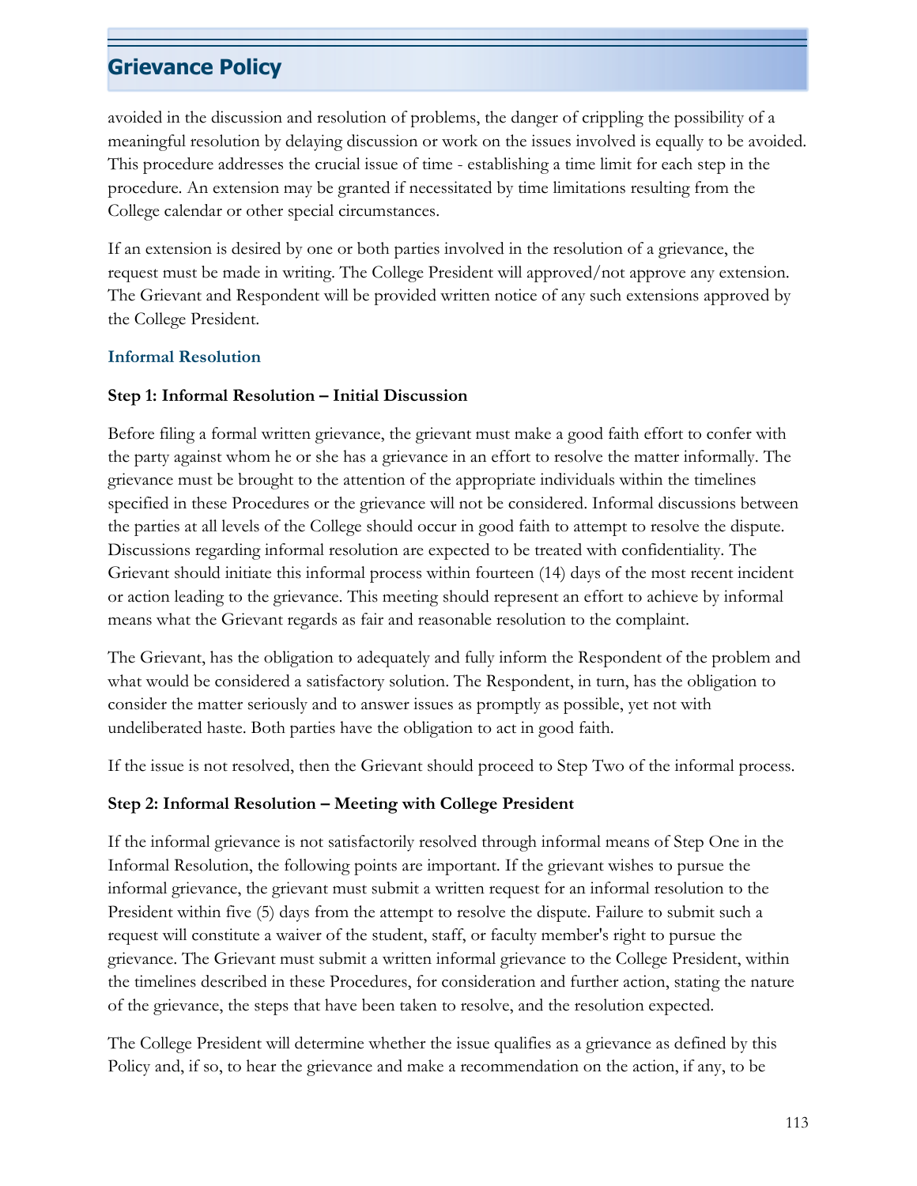avoided in the discussion and resolution of problems, the danger of crippling the possibility of a meaningful resolution by delaying discussion or work on the issues involved is equally to be avoided. This procedure addresses the crucial issue of time - establishing a time limit for each step in the procedure. An extension may be granted if necessitated by time limitations resulting from the College calendar or other special circumstances.

If an extension is desired by one or both parties involved in the resolution of a grievance, the request must be made in writing. The College President will approved/not approve any extension. The Grievant and Respondent will be provided written notice of any such extensions approved by the College President.

### Informal Resolution

**Step 1: Informal Resolution – Initial Discussion**

Before filing a formal written grievance, the grievant must make a good faith effort to confer with the party against whom he or she has a grievance in an effort to resolve the matter informally. The grievance must be brought to the attention of the appropriate individuals within the timelines specified in these Procedures or the grievance will not be considered. Informal discussions between the parties at all levels of the College should occur in good faith to attempt to resolve the dispute. Discussions regarding informal resolution are expected to be treated with confidentiality. The Grievant should initiate this informal process within fourteen (14) days of the most recent incident or action leading to the grievance. This meeting should represent an effort to achieve by informal means what the Grievant regards as fair and reasonable resolution to the complaint.

The Grievant, has the obligation to adequately and fully inform the Respondent of the problem and what would be considered a satisfactory solution. The Respondent, in turn, has the obligation to consider the matter seriously and to answer issues as promptly as possible, yet not with undeliberated haste. Both parties have the obligation to act in good faith.

If the issue is not resolved, then the Grievant should proceed to Step Two of the informal process.

**Step 2: Informal Resolution – Meeting with College President**

If the informal grievance is not satisfactorily resolved through informal means of Step One in the Informal Resolution, the following points are important. If the grievant wishes to pursue the informal grievance, the grievant must submit a written request for an informal resolution to the President within five (5) days from the attempt to resolve the dispute. Failure to submit such a request will constitute a waiver of the student, staff, or faculty member's right to pursue the grievance. The Grievant must submit a written informal grievance to the College President, within the timelines described in these Procedures, for consideration and further action, stating the nature of the grievance, the steps that have been taken to resolve, and the resolution expected.

The College President will determine whether the issue qualifies as a grievance as defined by this Policy and, if so, to hear the grievance and make a recommendation on the action, if any, to be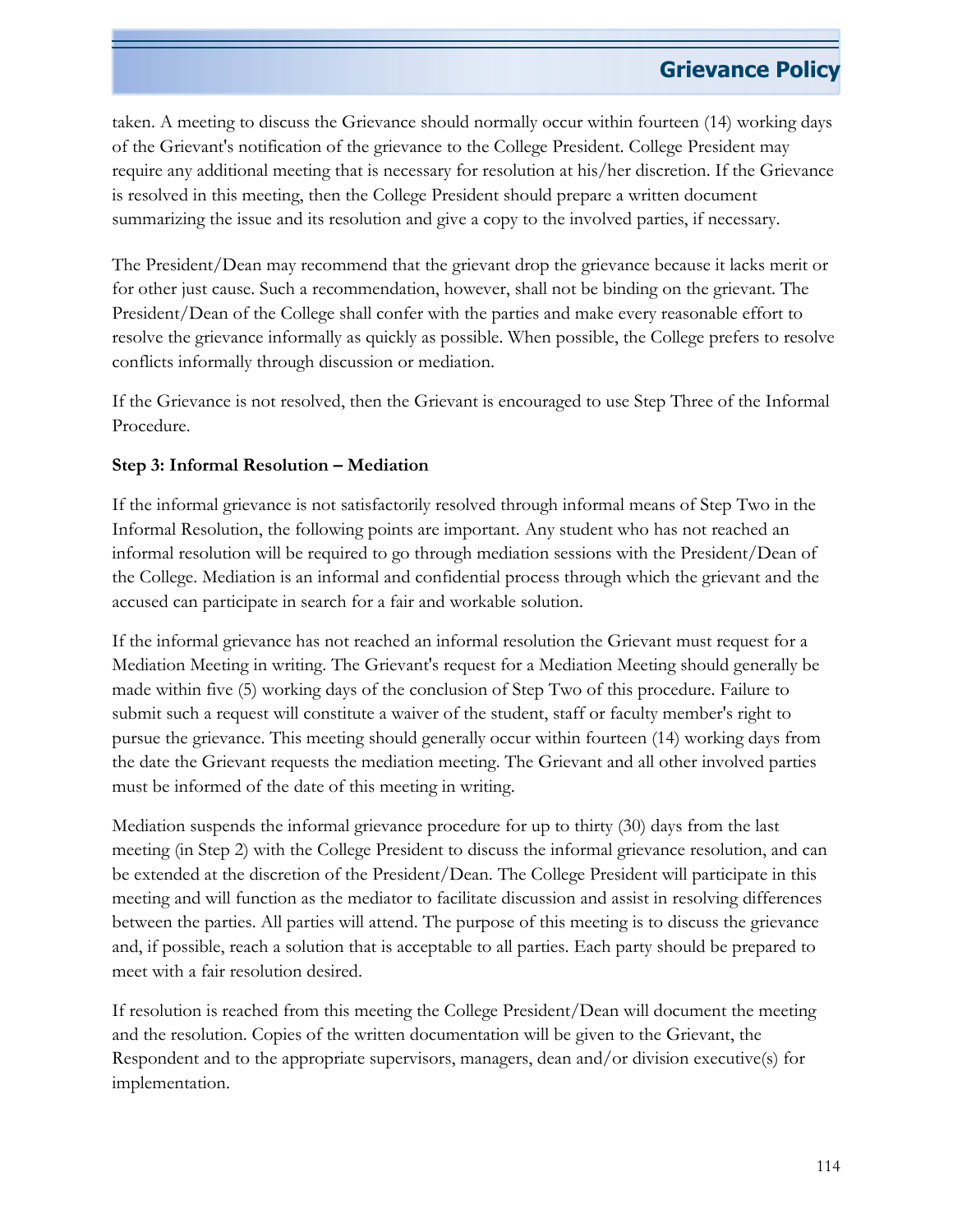taken. A meeting to discuss the Grievance should normally occur within fourteen (14) working days of the Grievant's notification of the grievance to the College President. College President may require any additional meeting that is necessary for resolution at his/her discretion. If the Grievance is resolved in this meeting, then the College President should prepare a written document summarizing the issue and its resolution and give a copy to the involved parties, if necessary.

The President/Dean may recommend that the grievant drop the grievance because it lacks merit or for other just cause. Such a recommendation, however, shall not be binding on the grievant. The President/Dean of the College shall confer with the parties and make every reasonable effort to resolve the grievance informally as quickly as possible. When possible, the College prefers to resolve conflicts informally through discussion or mediation.

If the Grievance is not resolved, then the Grievant is encouraged to use Step Three of the Informal Procedure.

**Step 3: Informal Resolution – Mediation**

If the informal grievance is not satisfactorily resolved through informal means of Step Two in the Informal Resolution, the following points are important. Any student who has not reached an informal resolution will be required to go through mediation sessions with the President/Dean of the College. Mediation is an informal and confidential process through which the grievant and the accused can participate in search for a fair and workable solution.

If the informal grievance has not reached an informal resolution the Grievant must request for a Mediation Meeting in writing. The Grievant's request for a Mediation Meeting should generally be made within five (5) working days of the conclusion of Step Two of this procedure. Failure to submit such a request will constitute a waiver of the student, staff or faculty member's right to pursue the grievance. This meeting should generally occur within fourteen (14) working days from the date the Grievant requests the mediation meeting. The Grievant and all other involved parties must be informed of the date of this meeting in writing.

Mediation suspends the informal grievance procedure for up to thirty (30) days from the last meeting (in Step 2) with the College President to discuss the informal grievance resolution, and can be extended at the discretion of the President/Dean. The College President will participate in this meeting and will function as the mediator to facilitate discussion and assist in resolving differences between the parties. All parties will attend. The purpose of this meeting is to discuss the grievance and, if possible, reach a solution that is acceptable to all parties. Each party should be prepared to meet with a fair resolution desired.

If resolution is reached from this meeting the College President/Dean will document the meeting and the resolution. Copies of the written documentation will be given to the Grievant, the Respondent and to the appropriate supervisors, managers, dean and/or division executive(s) for implementation.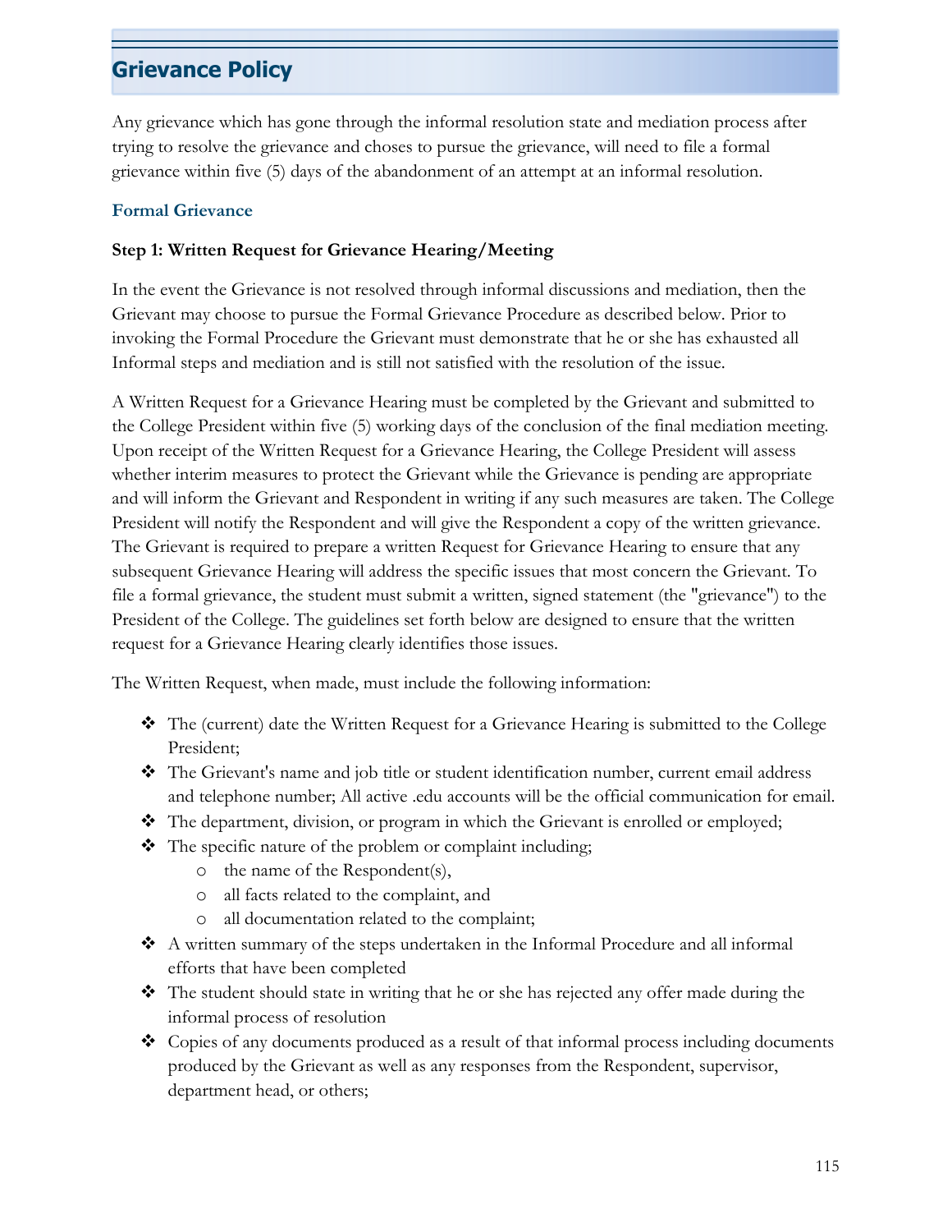# Grievance Policy

Any grievance which has gone through the informal resolution state and mediation process after trying to resolve the grievance and choses to pursue the grievance, will need to file a formal grievance within five (5) days of the abandonment of an attempt at an informal resolution.

## Formal Grievance

### Step 1: Written Request for Grievance Hearing/Meeting

In the event the Grievance is not resolved through informal discussions and mediation, then the Grievant may choose to pursue the Formal Grievance Procedure as described below. Prior to invoking the Formal Procedure the Grievant must demonstrate that he or she has exhausted all Informal steps and mediation and is still not satisfied with the resolution of the issue.

A Written Request for a Grievance Hearing must be completed by the Grievant and submitted to the College President within five (5) working days of the conclusion of the final mediation meeting. Upon receipt of the Written Request for a Grievance Hearing, the College President will assess whether interim measures to protect the Grievant while the Grievance is pending are appropriate and will inform the Grievant and Respondent in writing if any such measures are taken. The College President will notify the Respondent and will give the Respondent a copy of the written grievance. The Grievant is required to prepare a written Request for Grievance Hearing to ensure that any subsequent Grievance Hearing will address the specific issues that most concern the Grievant. To file a formal grievance, the student must submit a written, signed statement (the "grievance") to the President of the College. The guidelines set forth below are designed to ensure that the written request for a Grievance Hearing clearly identifies those issues.

The Written Request, when made, must include the following information:

- The (current) date the Written Request for a Grievance Hearing is submitted to the College President;
- The Grievant's name and job title or student identification number, current email address and telephone number; All active .edu accounts will be the official communication for email.
- The department, division, or program in which the Grievant is enrolled or employed;
- The specific nature of the problem or complaint including;
  - the name of the Respondent(s),
  - all facts related to the complaint, and
  - all documentation related to the complaint;
- A written summary of the steps undertaken in the Informal Procedure and all informal efforts that have been completed
- The student should state in writing that he or she has rejected any offer made during the informal process of resolution
- Copies of any documents produced as a result of that informal process including documents produced by the Grievant as well as any responses from the Respondent, supervisor, department head, or others;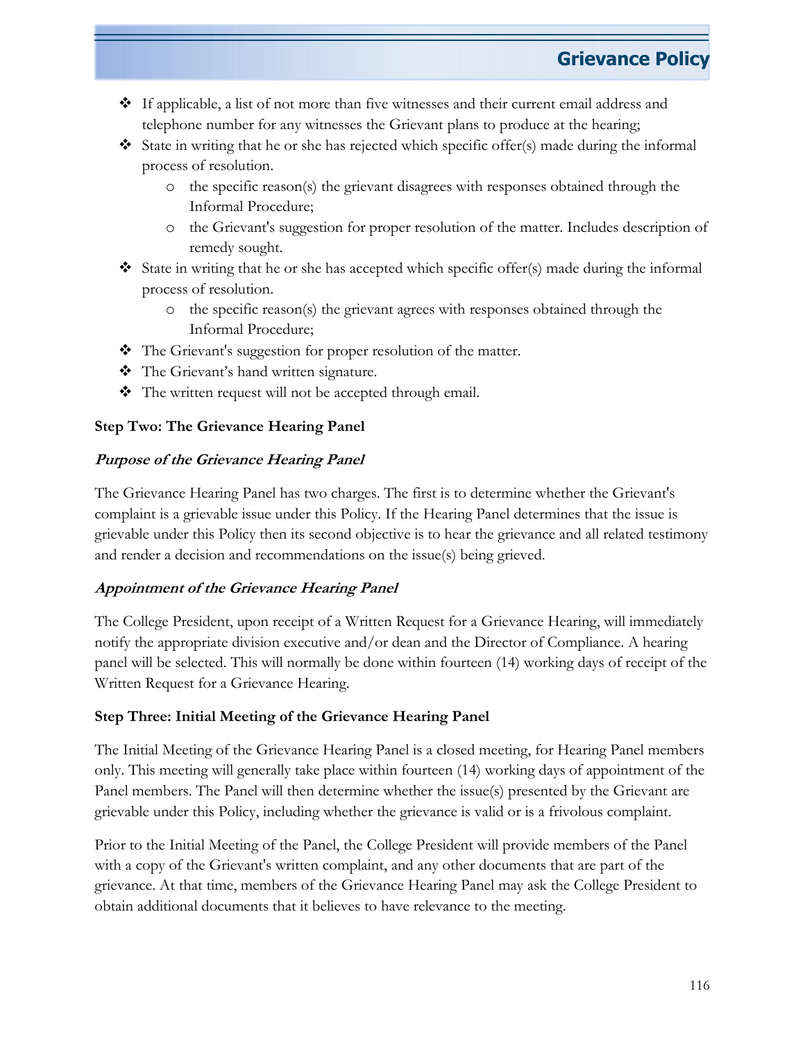- If applicable, a list of not more than five witnesses and their current email address and telephone number for any witnesses the Grievant plans to produce at the hearing;
- State in writing that he or she has rejected which specific offer(s) made during the informal process of resolution.
  - the specific reason(s) the grievant disagrees with responses obtained through the Informal Procedure;
  - the Grievant's suggestion for proper resolution of the matter. Includes description of remedy sought.
- State in writing that he or she has accepted which specific offer(s) made during the informal process of resolution.
  - the specific reason(s) the grievant agrees with responses obtained through the Informal Procedure;
- The Grievant's suggestion for proper resolution of the matter.
- The Grievant's hand written signature.
- The written request will not be accepted through email.

**Step Two: The Grievance Hearing Panel**

***Purpose of the Grievance Hearing Panel***

The Grievance Hearing Panel has two charges. The first is to determine whether the Grievant's complaint is a grievable issue under this Policy. If the Hearing Panel determines that the issue is grievable under this Policy then its second objective is to hear the grievance and all related testimony and render a decision and recommendations on the issue(s) being grieved.

***Appointment of the Grievance Hearing Panel***

The College President, upon receipt of a Written Request for a Grievance Hearing, will immediately notify the appropriate division executive and/or dean and the Director of Compliance. A hearing panel will be selected. This will normally be done within fourteen (14) working days of receipt of the Written Request for a Grievance Hearing.

**Step Three: Initial Meeting of the Grievance Hearing Panel**

The Initial Meeting of the Grievance Hearing Panel is a closed meeting, for Hearing Panel members only. This meeting will generally take place within fourteen (14) working days of appointment of the Panel members. The Panel will then determine whether the issue(s) presented by the Grievant are grievable under this Policy, including whether the grievance is valid or is a frivolous complaint.

Prior to the Initial Meeting of the Panel, the College President will provide members of the Panel with a copy of the Grievant's written complaint, and any other documents that are part of the grievance. At that time, members of the Grievance Hearing Panel may ask the College President to obtain additional documents that it believes to have relevance to the meeting.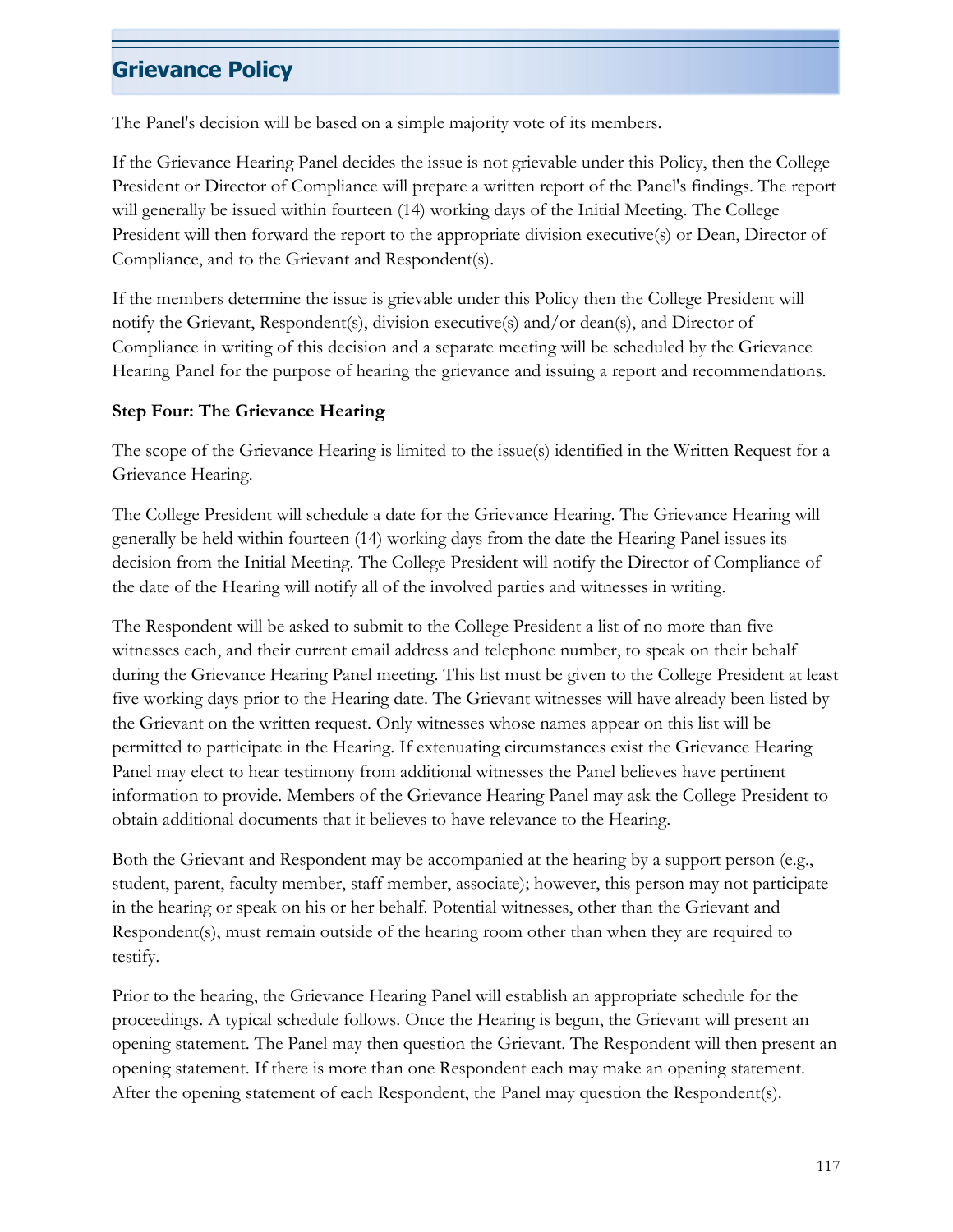## Grievance Policy

The Panel's decision will be based on a simple majority vote of its members.

If the Grievance Hearing Panel decides the issue is not grievable under this Policy, then the College President or Director of Compliance will prepare a written report of the Panel's findings. The report will generally be issued within fourteen (14) working days of the Initial Meeting. The College President will then forward the report to the appropriate division executive(s) or Dean, Director of Compliance, and to the Grievant and Respondent(s).

If the members determine the issue is grievable under this Policy then the College President will notify the Grievant, Respondent(s), division executive(s) and/or dean(s), and Director of Compliance in writing of this decision and a separate meeting will be scheduled by the Grievance Hearing Panel for the purpose of hearing the grievance and issuing a report and recommendations.

**Step Four: The Grievance Hearing**

The scope of the Grievance Hearing is limited to the issue(s) identified in the Written Request for a Grievance Hearing.

The College President will schedule a date for the Grievance Hearing. The Grievance Hearing will generally be held within fourteen (14) working days from the date the Hearing Panel issues its decision from the Initial Meeting. The College President will notify the Director of Compliance of the date of the Hearing will notify all of the involved parties and witnesses in writing.

The Respondent will be asked to submit to the College President a list of no more than five witnesses each, and their current email address and telephone number, to speak on their behalf during the Grievance Hearing Panel meeting. This list must be given to the College President at least five working days prior to the Hearing date. The Grievant witnesses will have already been listed by the Grievant on the written request. Only witnesses whose names appear on this list will be permitted to participate in the Hearing. If extenuating circumstances exist the Grievance Hearing Panel may elect to hear testimony from additional witnesses the Panel believes have pertinent information to provide. Members of the Grievance Hearing Panel may ask the College President to obtain additional documents that it believes to have relevance to the Hearing.

Both the Grievant and Respondent may be accompanied at the hearing by a support person (e.g., student, parent, faculty member, staff member, associate); however, this person may not participate in the hearing or speak on his or her behalf. Potential witnesses, other than the Grievant and Respondent(s), must remain outside of the hearing room other than when they are required to testify.

Prior to the hearing, the Grievance Hearing Panel will establish an appropriate schedule for the proceedings. A typical schedule follows. Once the Hearing is begun, the Grievant will present an opening statement. The Panel may then question the Grievant. The Respondent will then present an opening statement. If there is more than one Respondent each may make an opening statement. After the opening statement of each Respondent, the Panel may question the Respondent(s).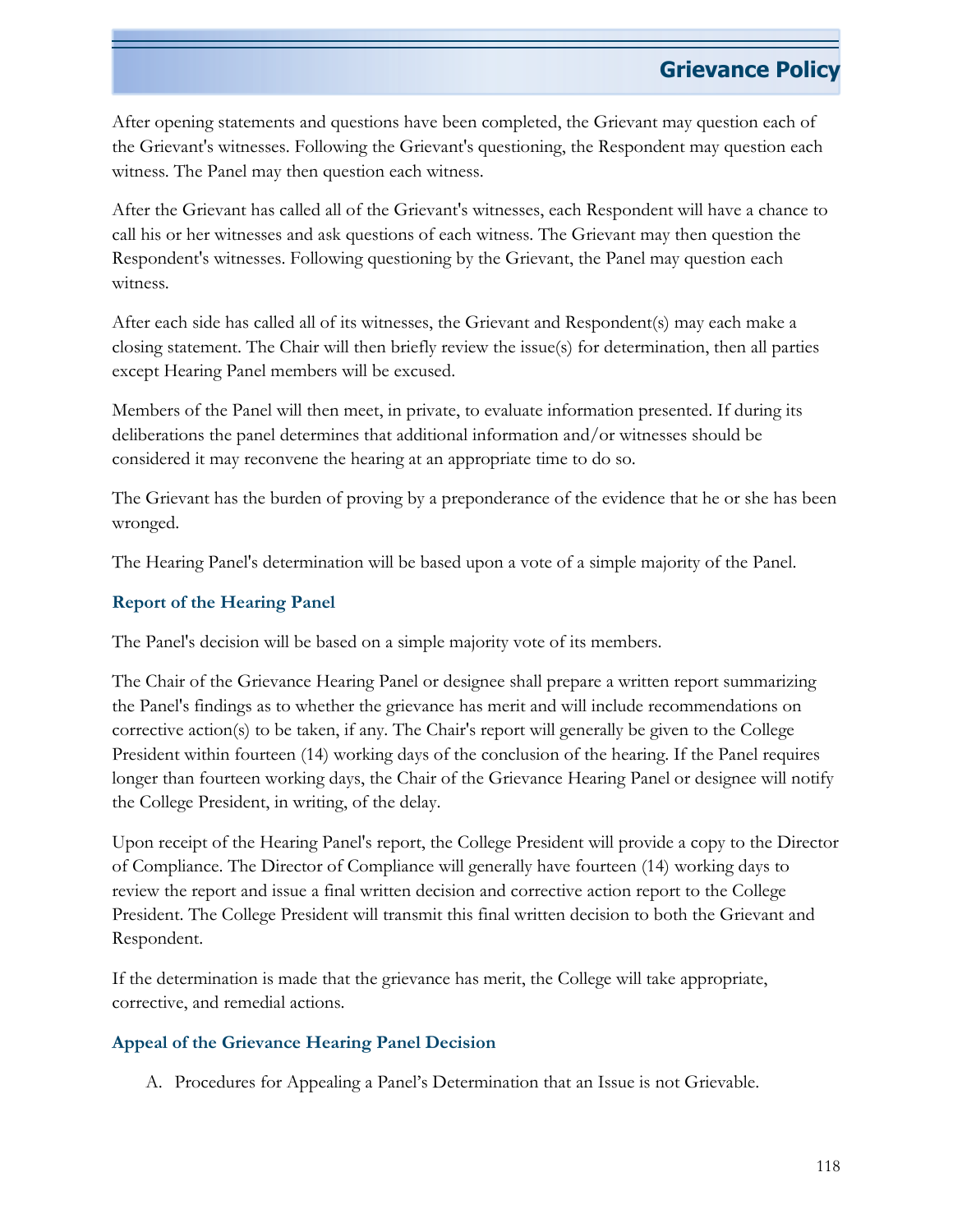After opening statements and questions have been completed, the Grievant may question each of the Grievant's witnesses. Following the Grievant's questioning, the Respondent may question each witness. The Panel may then question each witness.

After the Grievant has called all of the Grievant's witnesses, each Respondent will have a chance to call his or her witnesses and ask questions of each witness. The Grievant may then question the Respondent's witnesses. Following questioning by the Grievant, the Panel may question each witness.

After each side has called all of its witnesses, the Grievant and Respondent(s) may each make a closing statement. The Chair will then briefly review the issue(s) for determination, then all parties except Hearing Panel members will be excused.

Members of the Panel will then meet, in private, to evaluate information presented. If during its deliberations the panel determines that additional information and/or witnesses should be considered it may reconvene the hearing at an appropriate time to do so.

The Grievant has the burden of proving by a preponderance of the evidence that he or she has been wronged.

The Hearing Panel's determination will be based upon a vote of a simple majority of the Panel.

### Report of the Hearing Panel

The Panel's decision will be based on a simple majority vote of its members.

The Chair of the Grievance Hearing Panel or designee shall prepare a written report summarizing the Panel's findings as to whether the grievance has merit and will include recommendations on corrective action(s) to be taken, if any. The Chair's report will generally be given to the College President within fourteen (14) working days of the conclusion of the hearing. If the Panel requires longer than fourteen working days, the Chair of the Grievance Hearing Panel or designee will notify the College President, in writing, of the delay.

Upon receipt of the Hearing Panel's report, the College President will provide a copy to the Director of Compliance. The Director of Compliance will generally have fourteen (14) working days to review the report and issue a final written decision and corrective action report to the College President. The College President will transmit this final written decision to both the Grievant and Respondent.

If the determination is made that the grievance has merit, the College will take appropriate, corrective, and remedial actions.

### Appeal of the Grievance Hearing Panel Decision

A. Procedures for Appealing a Panel's Determination that an Issue is not Grievable.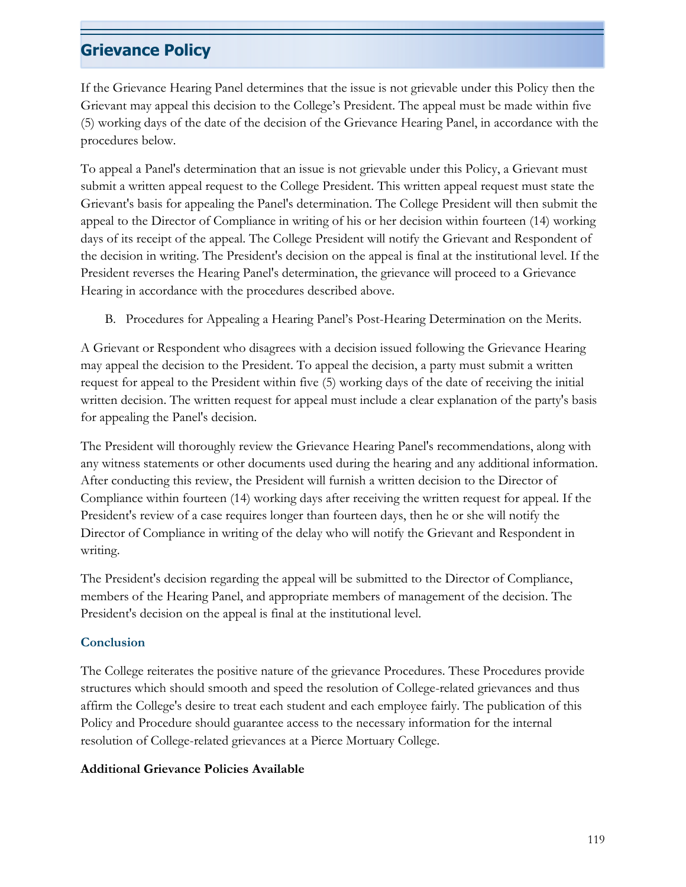## Grievance Policy

If the Grievance Hearing Panel determines that the issue is not grievable under this Policy then the Grievant may appeal this decision to the College's President. The appeal must be made within five (5) working days of the date of the decision of the Grievance Hearing Panel, in accordance with the procedures below.

To appeal a Panel's determination that an issue is not grievable under this Policy, a Grievant must submit a written appeal request to the College President. This written appeal request must state the Grievant's basis for appealing the Panel's determination. The College President will then submit the appeal to the Director of Compliance in writing of his or her decision within fourteen (14) working days of its receipt of the appeal. The College President will notify the Grievant and Respondent of the decision in writing. The President's decision on the appeal is final at the institutional level. If the President reverses the Hearing Panel's determination, the grievance will proceed to a Grievance Hearing in accordance with the procedures described above.

B. Procedures for Appealing a Hearing Panel's Post-Hearing Determination on the Merits.

A Grievant or Respondent who disagrees with a decision issued following the Grievance Hearing may appeal the decision to the President. To appeal the decision, a party must submit a written request for appeal to the President within five (5) working days of the date of receiving the initial written decision. The written request for appeal must include a clear explanation of the party's basis for appealing the Panel's decision.

The President will thoroughly review the Grievance Hearing Panel's recommendations, along with any witness statements or other documents used during the hearing and any additional information. After conducting this review, the President will furnish a written decision to the Director of Compliance within fourteen (14) working days after receiving the written request for appeal. If the President's review of a case requires longer than fourteen days, then he or she will notify the Director of Compliance in writing of the delay who will notify the Grievant and Respondent in writing.

The President's decision regarding the appeal will be submitted to the Director of Compliance, members of the Hearing Panel, and appropriate members of management of the decision. The President's decision on the appeal is final at the institutional level.

### Conclusion

The College reiterates the positive nature of the grievance Procedures. These Procedures provide structures which should smooth and speed the resolution of College-related grievances and thus affirm the College's desire to treat each student and each employee fairly. The publication of this Policy and Procedure should guarantee access to the necessary information for the internal resolution of College-related grievances at a Pierce Mortuary College.

**Additional Grievance Policies Available**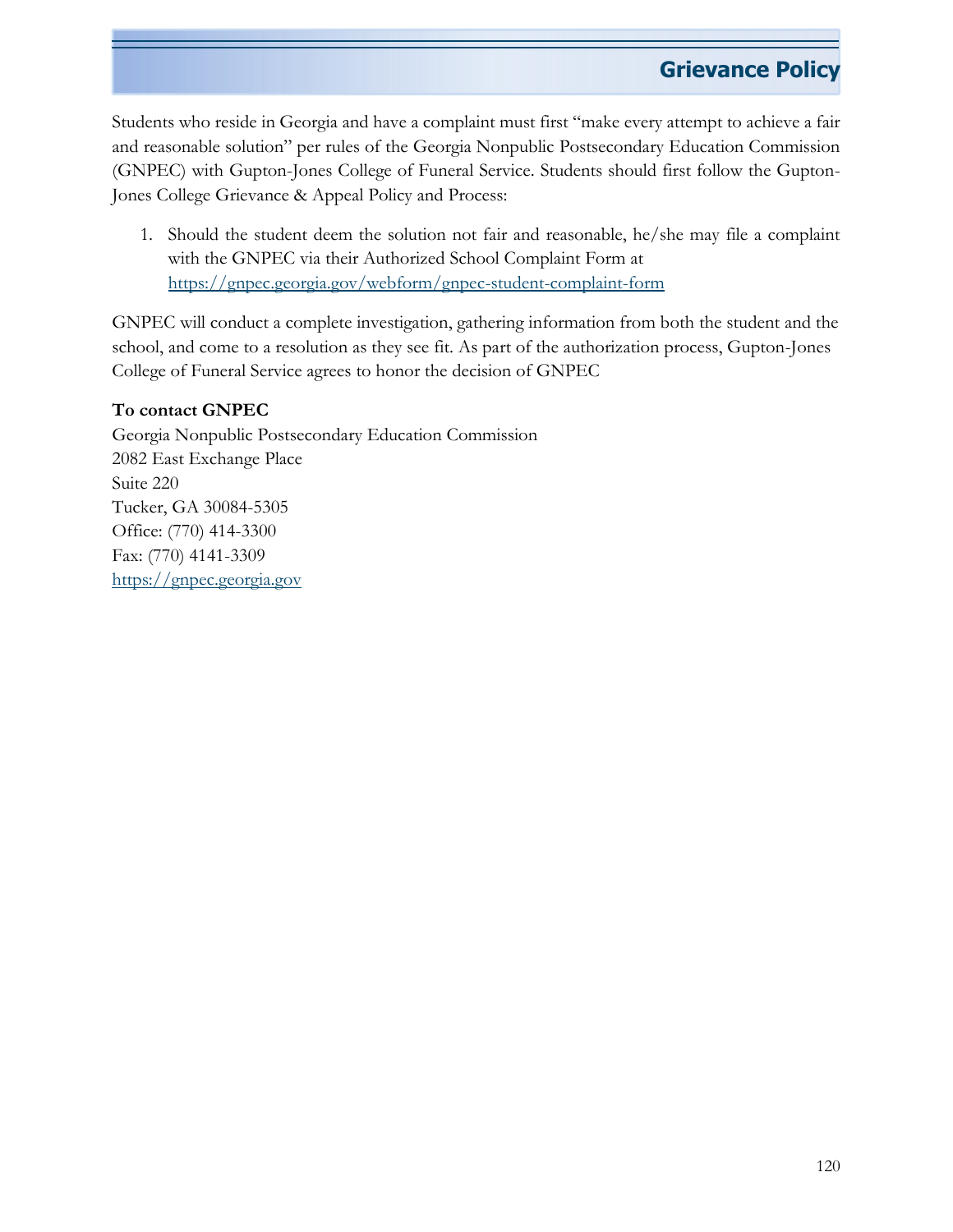## Grievance Policy

Students who reside in Georgia and have a complaint must first "make every attempt to achieve a fair and reasonable solution" per rules of the Georgia Nonpublic Postsecondary Education Commission (GNPEC) with Gupton-Jones College of Funeral Service. Students should first follow the Gupton-Jones College Grievance & Appeal Policy and Process:

1. Should the student deem the solution not fair and reasonable, he/she may file a complaint with the GNPEC via their Authorized School Complaint Form at https://gnpec.georgia.gov/webform/gnpec-student-complaint-form

GNPEC will conduct a complete investigation, gathering information from both the student and the school, and come to a resolution as they see fit. As part of the authorization process, Gupton-Jones College of Funeral Service agrees to honor the decision of GNPEC

**To contact GNPEC**
Georgia Nonpublic Postsecondary Education Commission
2082 East Exchange Place
Suite 220
Tucker, GA 30084-5305
Office: (770) 414-3300
Fax: (770) 4141-3309
https://gnpec.georgia.gov